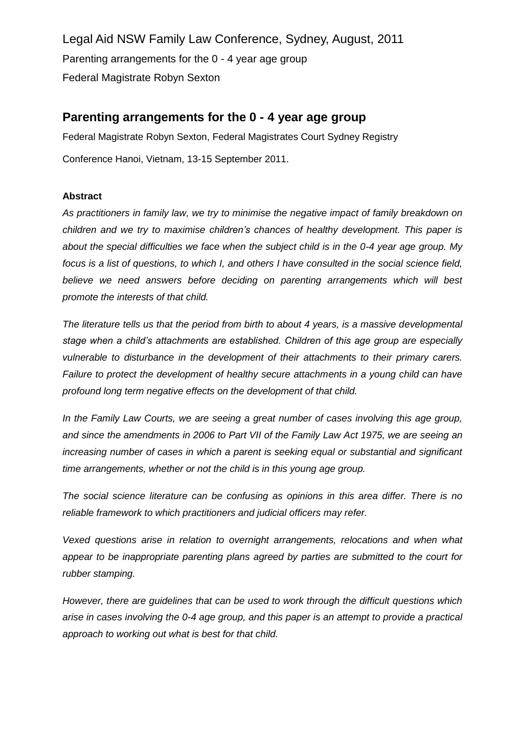Legal Aid NSW Family Law Conference, Sydney, August, 2011

Parenting arrangements for the 0 - 4 year age group

Federal Magistrate Robyn Sexton

## Parenting arrangements for the 0 - 4 year age group

Federal Magistrate Robyn Sexton, Federal Magistrates Court Sydney Registry

Conference Hanoi, Vietnam, 13-15 September 2011.

**Abstract**

*As practitioners in family law, we try to minimise the negative impact of family breakdown on children and we try to maximise children's chances of healthy development. This paper is about the special difficulties we face when the subject child is in the 0-4 year age group. My focus is a list of questions, to which I, and others I have consulted in the social science field, believe we need answers before deciding on parenting arrangements which will best promote the interests of that child.*

*The literature tells us that the period from birth to about 4 years, is a massive developmental stage when a child's attachments are established. Children of this age group are especially vulnerable to disturbance in the development of their attachments to their primary carers. Failure to protect the development of healthy secure attachments in a young child can have profound long term negative effects on the development of that child.*

*In the Family Law Courts, we are seeing a great number of cases involving this age group, and since the amendments in 2006 to Part VII of the Family Law Act 1975, we are seeing an increasing number of cases in which a parent is seeking equal or substantial and significant time arrangements, whether or not the child is in this young age group.*

*The social science literature can be confusing as opinions in this area differ. There is no reliable framework to which practitioners and judicial officers may refer.*

*Vexed questions arise in relation to overnight arrangements, relocations and when what appear to be inappropriate parenting plans agreed by parties are submitted to the court for rubber stamping.*

*However, there are guidelines that can be used to work through the difficult questions which arise in cases involving the 0-4 age group, and this paper is an attempt to provide a practical approach to working out what is best for that child.*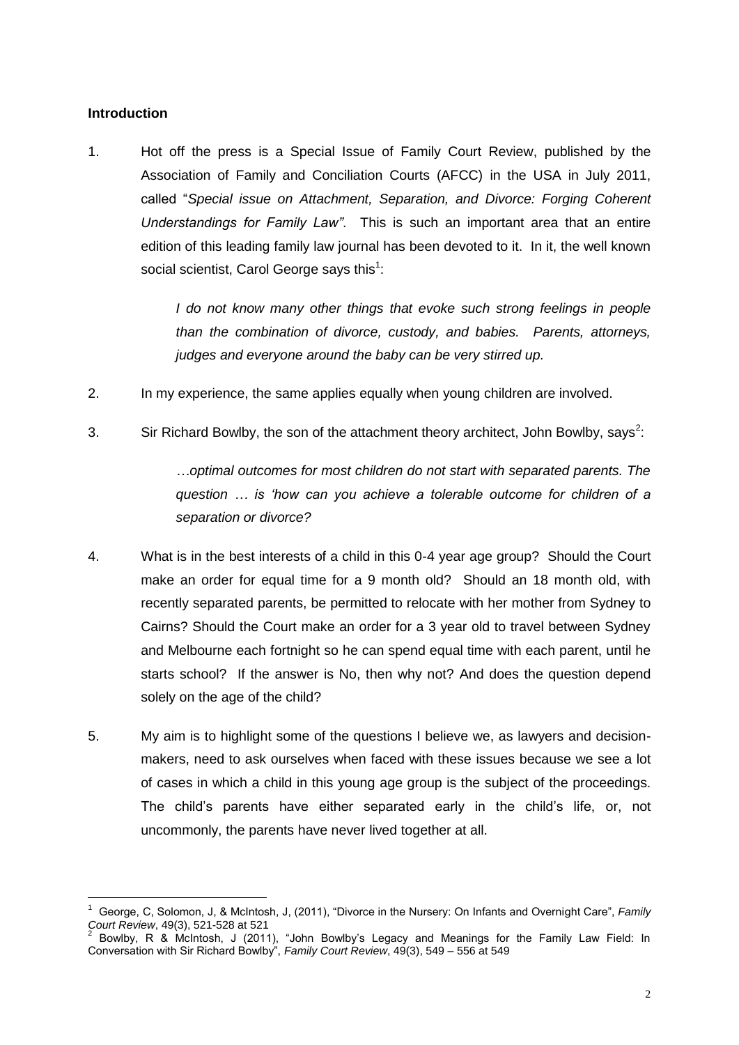**Introduction**

1. Hot off the press is a Special Issue of Family Court Review, published by the Association of Family and Conciliation Courts (AFCC) in the USA in July 2011, called "*Special issue on Attachment, Separation, and Divorce: Forging Coherent Understandings for Family Law"*. This is such an important area that an entire edition of this leading family law journal has been devoted to it. In it, the well known social scientist, Carol George says this[1]:

   *I do not know many other things that evoke such strong feelings in people than the combination of divorce, custody, and babies. Parents, attorneys, judges and everyone around the baby can be very stirred up.*

2. In my experience, the same applies equally when young children are involved.

3. Sir Richard Bowlby, the son of the attachment theory architect, John Bowlby, says[2]:

   *…optimal outcomes for most children do not start with separated parents. The question … is 'how can you achieve a tolerable outcome for children of a separation or divorce?*

4. What is in the best interests of a child in this 0-4 year age group? Should the Court make an order for equal time for a 9 month old? Should an 18 month old, with recently separated parents, be permitted to relocate with her mother from Sydney to Cairns? Should the Court make an order for a 3 year old to travel between Sydney and Melbourne each fortnight so he can spend equal time with each parent, until he starts school? If the answer is No, then why not? And does the question depend solely on the age of the child?

5. My aim is to highlight some of the questions I believe we, as lawyers and decision-makers, need to ask ourselves when faced with these issues because we see a lot of cases in which a child in this young age group is the subject of the proceedings. The child's parents have either separated early in the child's life, or, not uncommonly, the parents have never lived together at all.

---

[1] George, C, Solomon, J, & McIntosh, J, (2011), "Divorce in the Nursery: On Infants and Overnight Care", *Family Court Review*, 49(3), 521-528 at 521

[2] Bowlby, R & McIntosh, J (2011), "John Bowlby's Legacy and Meanings for the Family Law Field: In Conversation with Sir Richard Bowlby", *Family Court Review*, 49(3), 549 – 556 at 549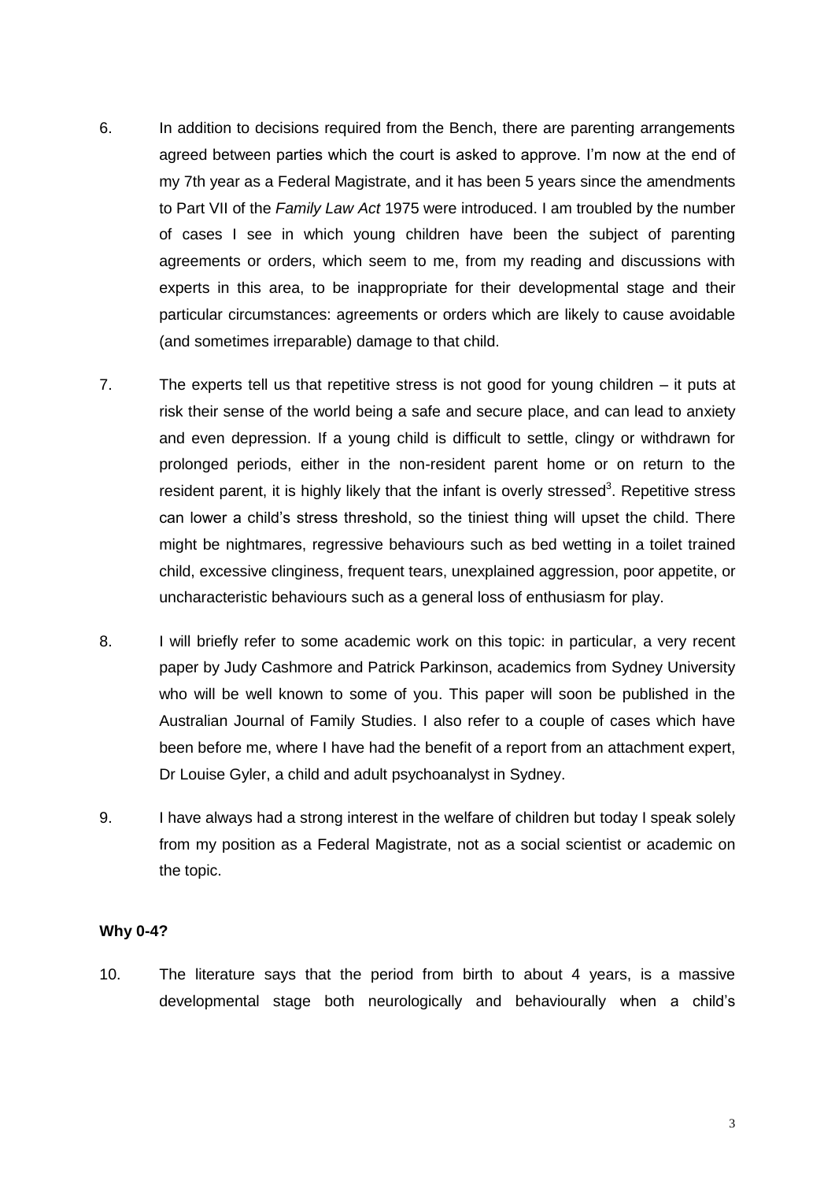6. In addition to decisions required from the Bench, there are parenting arrangements agreed between parties which the court is asked to approve. I'm now at the end of my 7th year as a Federal Magistrate, and it has been 5 years since the amendments to Part VII of the *Family Law Act* 1975 were introduced. I am troubled by the number of cases I see in which young children have been the subject of parenting agreements or orders, which seem to me, from my reading and discussions with experts in this area, to be inappropriate for their developmental stage and their particular circumstances: agreements or orders which are likely to cause avoidable (and sometimes irreparable) damage to that child.

7. The experts tell us that repetitive stress is not good for young children – it puts at risk their sense of the world being a safe and secure place, and can lead to anxiety and even depression. If a young child is difficult to settle, clingy or withdrawn for prolonged periods, either in the non-resident parent home or on return to the resident parent, it is highly likely that the infant is overly stressed[3]. Repetitive stress can lower a child's stress threshold, so the tiniest thing will upset the child. There might be nightmares, regressive behaviours such as bed wetting in a toilet trained child, excessive clinginess, frequent tears, unexplained aggression, poor appetite, or uncharacteristic behaviours such as a general loss of enthusiasm for play.

8. I will briefly refer to some academic work on this topic: in particular, a very recent paper by Judy Cashmore and Patrick Parkinson, academics from Sydney University who will be well known to some of you. This paper will soon be published in the Australian Journal of Family Studies. I also refer to a couple of cases which have been before me, where I have had the benefit of a report from an attachment expert, Dr Louise Gyler, a child and adult psychoanalyst in Sydney.

9. I have always had a strong interest in the welfare of children but today I speak solely from my position as a Federal Magistrate, not as a social scientist or academic on the topic.

**Why 0-4?**

10. The literature says that the period from birth to about 4 years, is a massive developmental stage both neurologically and behaviourally when a child's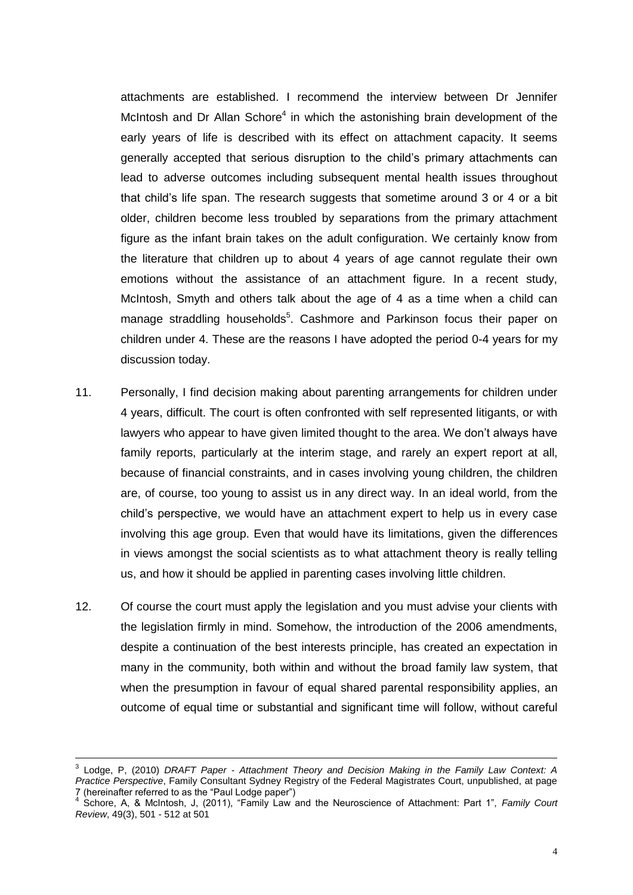attachments are established. I recommend the interview between Dr Jennifer McIntosh and Dr Allan Schore[4] in which the astonishing brain development of the early years of life is described with its effect on attachment capacity. It seems generally accepted that serious disruption to the child's primary attachments can lead to adverse outcomes including subsequent mental health issues throughout that child's life span. The research suggests that sometime around 3 or 4 or a bit older, children become less troubled by separations from the primary attachment figure as the infant brain takes on the adult configuration. We certainly know from the literature that children up to about 4 years of age cannot regulate their own emotions without the assistance of an attachment figure. In a recent study, McIntosh, Smyth and others talk about the age of 4 as a time when a child can manage straddling households[5]. Cashmore and Parkinson focus their paper on children under 4. These are the reasons I have adopted the period 0-4 years for my discussion today.

11. Personally, I find decision making about parenting arrangements for children under 4 years, difficult. The court is often confronted with self represented litigants, or with lawyers who appear to have given limited thought to the area. We don't always have family reports, particularly at the interim stage, and rarely an expert report at all, because of financial constraints, and in cases involving young children, the children are, of course, too young to assist us in any direct way. In an ideal world, from the child's perspective, we would have an attachment expert to help us in every case involving this age group. Even that would have its limitations, given the differences in views amongst the social scientists as to what attachment theory is really telling us, and how it should be applied in parenting cases involving little children.

12. Of course the court must apply the legislation and you must advise your clients with the legislation firmly in mind. Somehow, the introduction of the 2006 amendments, despite a continuation of the best interests principle, has created an expectation in many in the community, both within and without the broad family law system, that when the presumption in favour of equal shared parental responsibility applies, an outcome of equal time or substantial and significant time will follow, without careful

---

[3] Lodge, P, (2010) *DRAFT Paper - Attachment Theory and Decision Making in the Family Law Context: A Practice Perspective*, Family Consultant Sydney Registry of the Federal Magistrates Court, unpublished, at page 7 (hereinafter referred to as the "Paul Lodge paper")

[4] Schore, A, & McIntosh, J, (2011), "Family Law and the Neuroscience of Attachment: Part 1", *Family Court Review*, 49(3), 501 - 512 at 501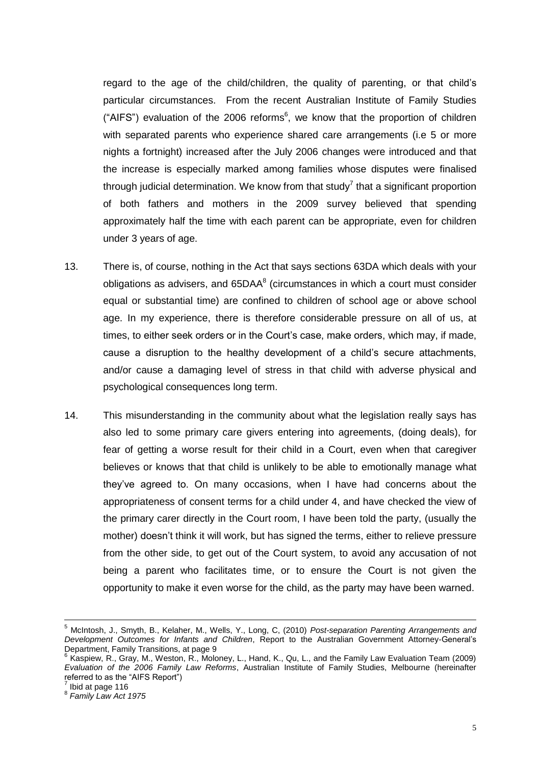regard to the age of the child/children, the quality of parenting, or that child's particular circumstances. From the recent Australian Institute of Family Studies ("AIFS") evaluation of the 2006 reforms[6], we know that the proportion of children with separated parents who experience shared care arrangements (i.e 5 or more nights a fortnight) increased after the July 2006 changes were introduced and that the increase is especially marked among families whose disputes were finalised through judicial determination. We know from that study[7] that a significant proportion of both fathers and mothers in the 2009 survey believed that spending approximately half the time with each parent can be appropriate, even for children under 3 years of age.

13. There is, of course, nothing in the Act that says sections 63DA which deals with your obligations as advisers, and 65DAA[8] (circumstances in which a court must consider equal or substantial time) are confined to children of school age or above school age. In my experience, there is therefore considerable pressure on all of us, at times, to either seek orders or in the Court's case, make orders, which may, if made, cause a disruption to the healthy development of a child's secure attachments, and/or cause a damaging level of stress in that child with adverse physical and psychological consequences long term.

14. This misunderstanding in the community about what the legislation really says has also led to some primary care givers entering into agreements, (doing deals), for fear of getting a worse result for their child in a Court, even when that caregiver believes or knows that that child is unlikely to be able to emotionally manage what they've agreed to. On many occasions, when I have had concerns about the appropriateness of consent terms for a child under 4, and have checked the view of the primary carer directly in the Court room, I have been told the party, (usually the mother) doesn't think it will work, but has signed the terms, either to relieve pressure from the other side, to get out of the Court system, to avoid any accusation of not being a parent who facilitates time, or to ensure the Court is not given the opportunity to make it even worse for the child, as the party may have been warned.

---

[5] McIntosh, J., Smyth, B., Kelaher, M., Wells, Y., Long, C, (2010) *Post-separation Parenting Arrangements and Development Outcomes for Infants and Children*, Report to the Australian Government Attorney-General's Department, Family Transitions, at page 9

[6] Kaspiew, R., Gray, M., Weston, R., Moloney, L., Hand, K., Qu, L., and the Family Law Evaluation Team (2009) *Evaluation of the 2006 Family Law Reforms*, Australian Institute of Family Studies, Melbourne (hereinafter referred to as the "AIFS Report")

[7] Ibid at page 116

[8] *Family Law Act 1975*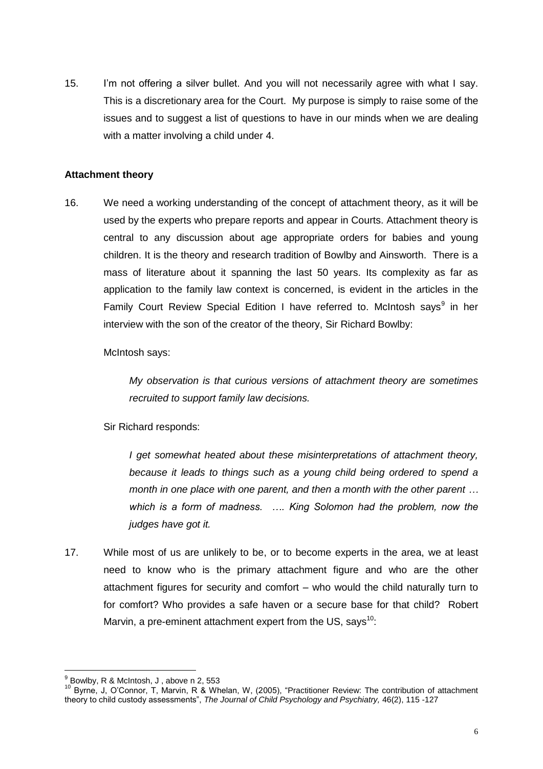15. I'm not offering a silver bullet. And you will not necessarily agree with what I say. This is a discretionary area for the Court. My purpose is simply to raise some of the issues and to suggest a list of questions to have in our minds when we are dealing with a matter involving a child under 4.

**Attachment theory**

16. We need a working understanding of the concept of attachment theory, as it will be used by the experts who prepare reports and appear in Courts. Attachment theory is central to any discussion about age appropriate orders for babies and young children. It is the theory and research tradition of Bowlby and Ainsworth. There is a mass of literature about it spanning the last 50 years. Its complexity as far as application to the family law context is concerned, is evident in the articles in the Family Court Review Special Edition I have referred to. McIntosh says[9] in her interview with the son of the creator of the theory, Sir Richard Bowlby:

McIntosh says:

> *My observation is that curious versions of attachment theory are sometimes recruited to support family law decisions.*

Sir Richard responds:

> *I get somewhat heated about these misinterpretations of attachment theory, because it leads to things such as a young child being ordered to spend a month in one place with one parent, and then a month with the other parent … which is a form of madness. …. King Solomon had the problem, now the judges have got it.*

17. While most of us are unlikely to be, or to become experts in the area, we at least need to know who is the primary attachment figure and who are the other attachment figures for security and comfort – who would the child naturally turn to for comfort? Who provides a safe haven or a secure base for that child? Robert Marvin, a pre-eminent attachment expert from the US, says[10]:

---

[9] Bowlby, R & McIntosh, J , above n 2, 553

[10] Byrne, J, O'Connor, T, Marvin, R & Whelan, W, (2005), "Practitioner Review: The contribution of attachment theory to child custody assessments", *The Journal of Child Psychology and Psychiatry,* 46(2), 115 -127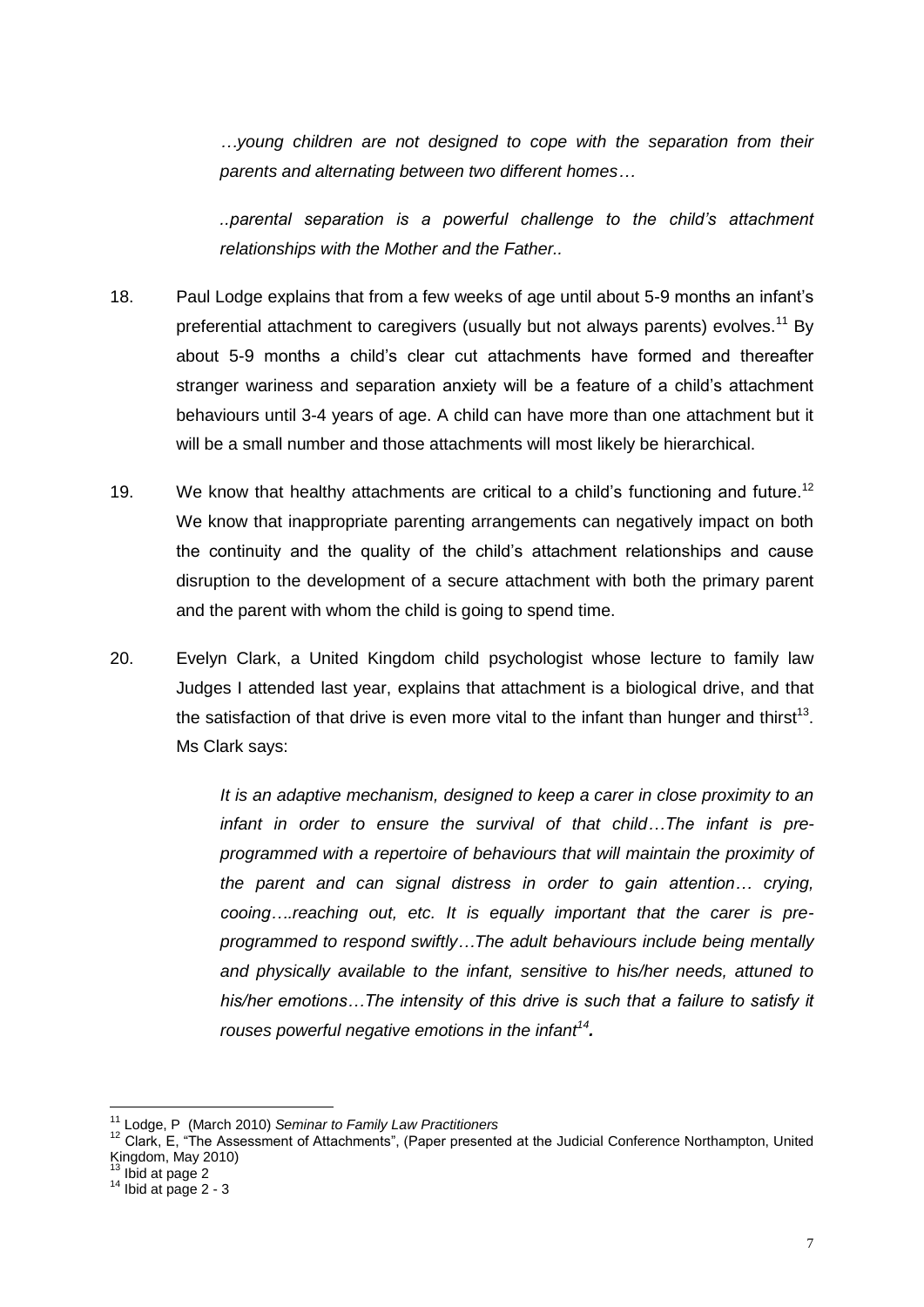*…young children are not designed to cope with the separation from their parents and alternating between two different homes…*

*..parental separation is a powerful challenge to the child's attachment relationships with the Mother and the Father..*

18. Paul Lodge explains that from a few weeks of age until about 5-9 months an infant's preferential attachment to caregivers (usually but not always parents) evolves.[11] By about 5-9 months a child's clear cut attachments have formed and thereafter stranger wariness and separation anxiety will be a feature of a child's attachment behaviours until 3-4 years of age. A child can have more than one attachment but it will be a small number and those attachments will most likely be hierarchical.

19. We know that healthy attachments are critical to a child's functioning and future.[12] We know that inappropriate parenting arrangements can negatively impact on both the continuity and the quality of the child's attachment relationships and cause disruption to the development of a secure attachment with both the primary parent and the parent with whom the child is going to spend time.

20. Evelyn Clark, a United Kingdom child psychologist whose lecture to family law Judges I attended last year, explains that attachment is a biological drive, and that the satisfaction of that drive is even more vital to the infant than hunger and thirst[13]. Ms Clark says:

> *It is an adaptive mechanism, designed to keep a carer in close proximity to an infant in order to ensure the survival of that child…The infant is pre-programmed with a repertoire of behaviours that will maintain the proximity of the parent and can signal distress in order to gain attention… crying, cooing….reaching out, etc. It is equally important that the carer is pre-programmed to respond swiftly…The adult behaviours include being mentally and physically available to the infant, sensitive to his/her needs, attuned to his/her emotions…The intensity of this drive is such that a failure to satisfy it rouses powerful negative emotions in the infant[14].*

---

[11] Lodge, P (March 2010) *Seminar to Family Law Practitioners*

[12] Clark, E, "The Assessment of Attachments", (Paper presented at the Judicial Conference Northampton, United Kingdom, May 2010)

[13] Ibid at page 2

[14] Ibid at page 2 - 3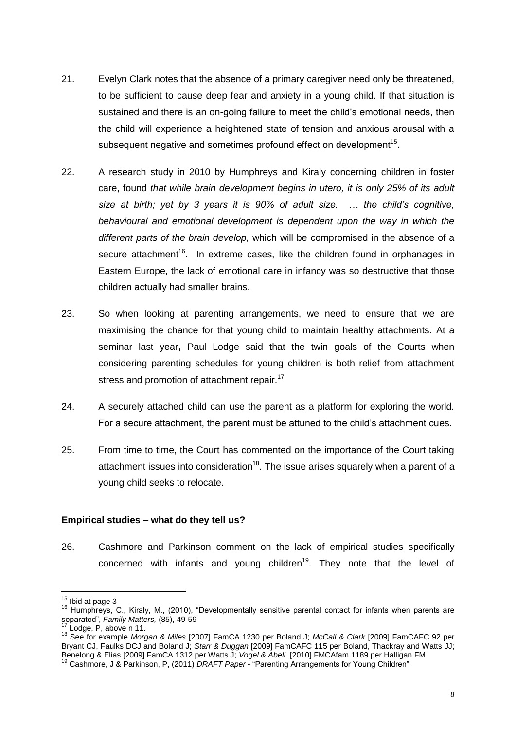21. Evelyn Clark notes that the absence of a primary caregiver need only be threatened, to be sufficient to cause deep fear and anxiety in a young child. If that situation is sustained and there is an on-going failure to meet the child's emotional needs, then the child will experience a heightened state of tension and anxious arousal with a subsequent negative and sometimes profound effect on development[15].

22. A research study in 2010 by Humphreys and Kiraly concerning children in foster care, found *that while brain development begins in utero, it is only 25% of its adult size at birth; yet by 3 years it is 90% of adult size. … the child's cognitive, behavioural and emotional development is dependent upon the way in which the different parts of the brain develop,* which will be compromised in the absence of a secure attachment[16]. In extreme cases, like the children found in orphanages in Eastern Europe, the lack of emotional care in infancy was so destructive that those children actually had smaller brains.

23. So when looking at parenting arrangements, we need to ensure that we are maximising the chance for that young child to maintain healthy attachments. At a seminar last year**,** Paul Lodge said that the twin goals of the Courts when considering parenting schedules for young children is both relief from attachment stress and promotion of attachment repair.[17]

24. A securely attached child can use the parent as a platform for exploring the world. For a secure attachment, the parent must be attuned to the child's attachment cues.

25. From time to time, the Court has commented on the importance of the Court taking attachment issues into consideration[18]. The issue arises squarely when a parent of a young child seeks to relocate.

**Empirical studies – what do they tell us?**

26. Cashmore and Parkinson comment on the lack of empirical studies specifically concerned with infants and young children[19]. They note that the level of

---

[15] Ibid at page 3

[16] Humphreys, C., Kiraly, M., (2010), "Developmentally sensitive parental contact for infants when parents are separated", *Family Matters,* (85), 49-59

[17] Lodge, P, above n 11.

[18] See for example *Morgan & Miles* [2007] FamCA 1230 per Boland J; *McCall & Clark* [2009] FamCAFC 92 per Bryant CJ, Faulks DCJ and Boland J; *Starr & Duggan* [2009] FamCAFC 115 per Boland, Thackray and Watts JJ; Benelong & Elias [2009] FamCA 1312 per Watts J; *Vogel & Abell* [2010] FMCAfam 1189 per Halligan FM

[19] Cashmore, J & Parkinson, P, (2011) *DRAFT Paper* - "Parenting Arrangements for Young Children"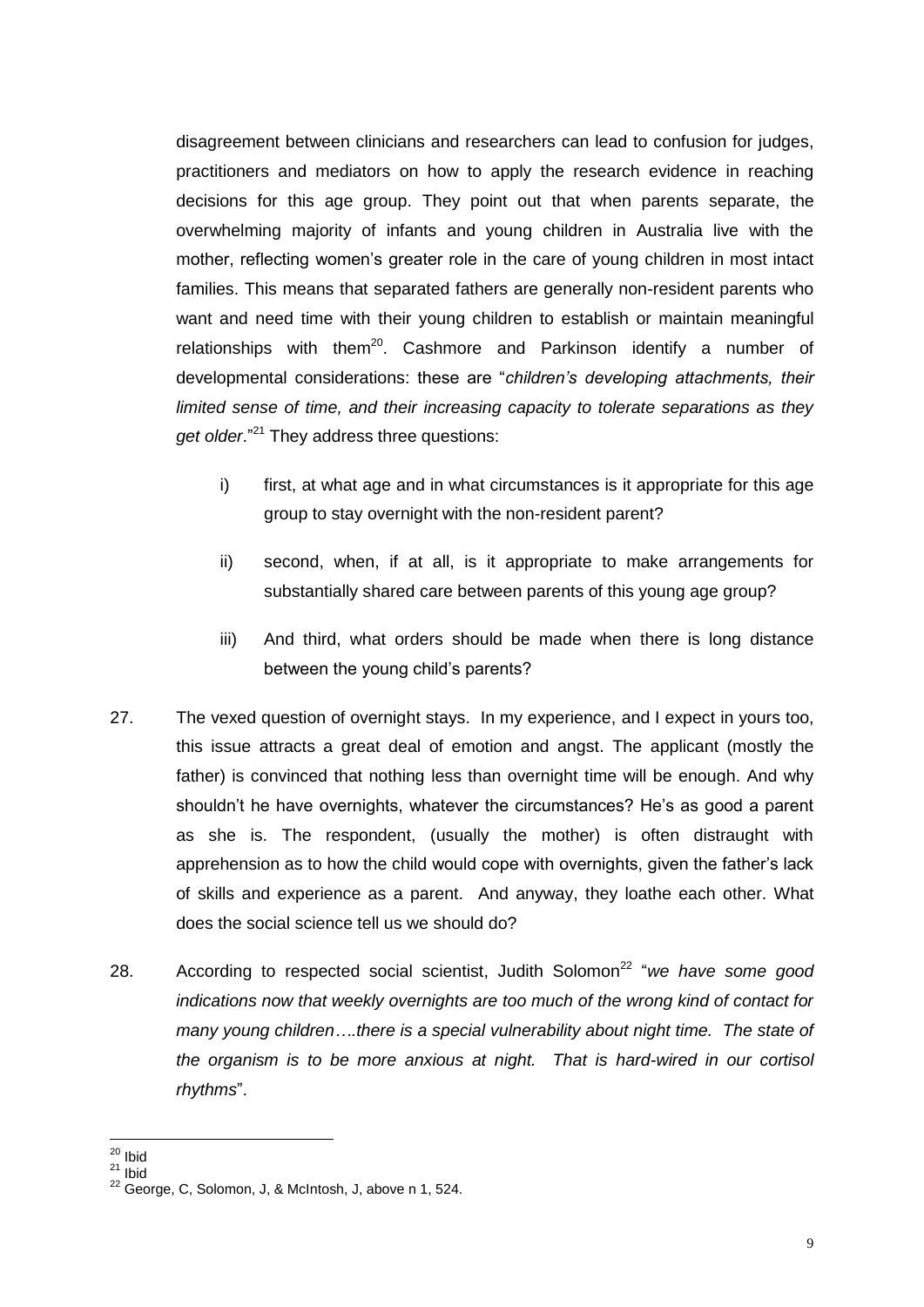disagreement between clinicians and researchers can lead to confusion for judges, practitioners and mediators on how to apply the research evidence in reaching decisions for this age group. They point out that when parents separate, the overwhelming majority of infants and young children in Australia live with the mother, reflecting women's greater role in the care of young children in most intact families. This means that separated fathers are generally non-resident parents who want and need time with their young children to establish or maintain meaningful relationships with them[20]. Cashmore and Parkinson identify a number of developmental considerations: these are "*children's developing attachments, their limited sense of time, and their increasing capacity to tolerate separations as they get older*."[21] They address three questions:

i) first, at what age and in what circumstances is it appropriate for this age group to stay overnight with the non-resident parent?

ii) second, when, if at all, is it appropriate to make arrangements for substantially shared care between parents of this young age group?

iii) And third, what orders should be made when there is long distance between the young child's parents?

27. The vexed question of overnight stays. In my experience, and I expect in yours too, this issue attracts a great deal of emotion and angst. The applicant (mostly the father) is convinced that nothing less than overnight time will be enough. And why shouldn't he have overnights, whatever the circumstances? He's as good a parent as she is. The respondent, (usually the mother) is often distraught with apprehension as to how the child would cope with overnights, given the father's lack of skills and experience as a parent. And anyway, they loathe each other. What does the social science tell us we should do?

28. According to respected social scientist, Judith Solomon[22] "*we have some good indications now that weekly overnights are too much of the wrong kind of contact for many young children….there is a special vulnerability about night time. The state of the organism is to be more anxious at night. That is hard-wired in our cortisol rhythms*".

---

[20] Ibid

[21] Ibid

[22] George, C, Solomon, J, & McIntosh, J, above n 1, 524.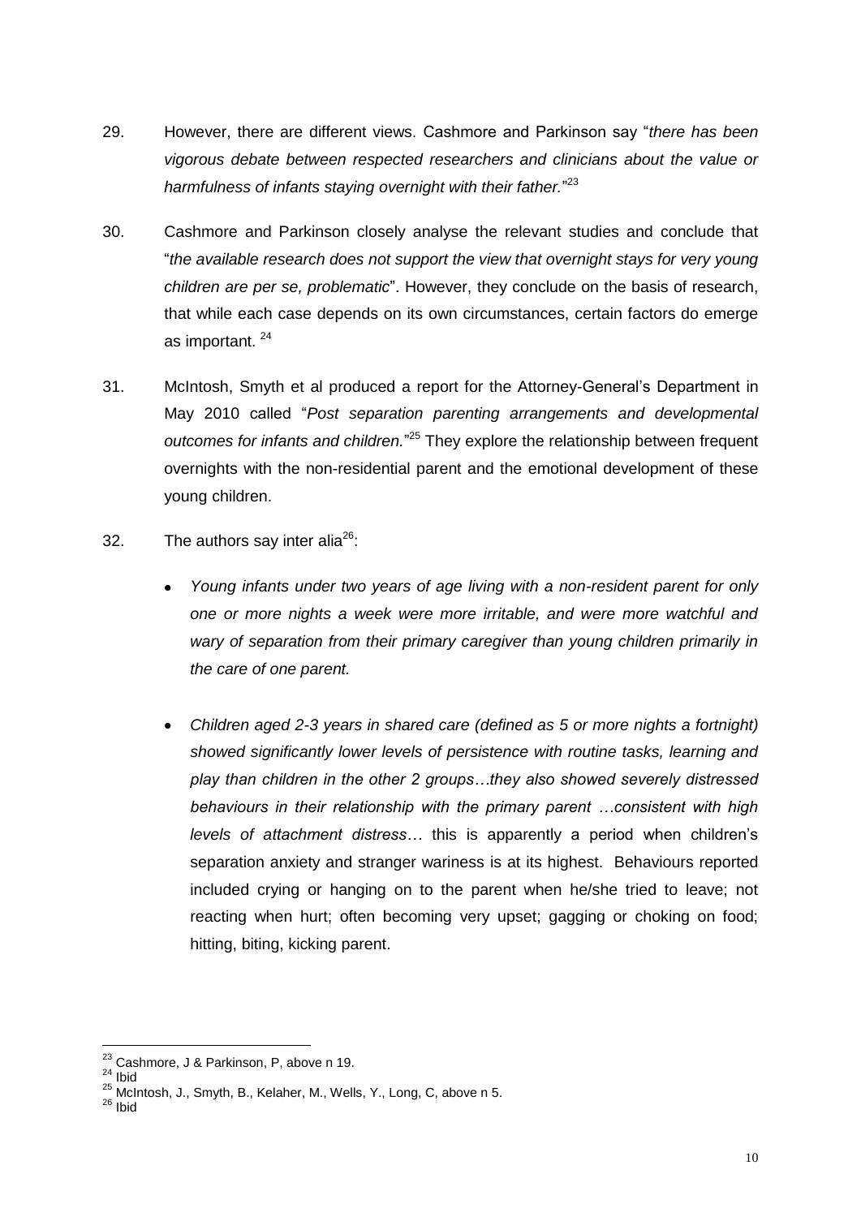29. However, there are different views. Cashmore and Parkinson say "*there has been vigorous debate between respected researchers and clinicians about the value or harmfulness of infants staying overnight with their father.*"[23]

30. Cashmore and Parkinson closely analyse the relevant studies and conclude that "*the available research does not support the view that overnight stays for very young children are per se, problematic*". However, they conclude on the basis of research, that while each case depends on its own circumstances, certain factors do emerge as important. [24]

31. McIntosh, Smyth et al produced a report for the Attorney-General's Department in May 2010 called "*Post separation parenting arrangements and developmental outcomes for infants and children.*"[25] They explore the relationship between frequent overnights with the non-residential parent and the emotional development of these young children.

32. The authors say inter alia[26]:

   - *Young infants under two years of age living with a non-resident parent for only one or more nights a week were more irritable, and were more watchful and wary of separation from their primary caregiver than young children primarily in the care of one parent.*

   - *Children aged 2-3 years in shared care (defined as 5 or more nights a fortnight) showed significantly lower levels of persistence with routine tasks, learning and play than children in the other 2 groups…they also showed severely distressed behaviours in their relationship with the primary parent …consistent with high levels of attachment distress…* this is apparently a period when children's separation anxiety and stranger wariness is at its highest. Behaviours reported included crying or hanging on to the parent when he/she tried to leave; not reacting when hurt; often becoming very upset; gagging or choking on food; hitting, biting, kicking parent.

---

[23] Cashmore, J & Parkinson, P, above n 19.

[24] Ibid

[25] McIntosh, J., Smyth, B., Kelaher, M., Wells, Y., Long, C, above n 5.

[26] Ibid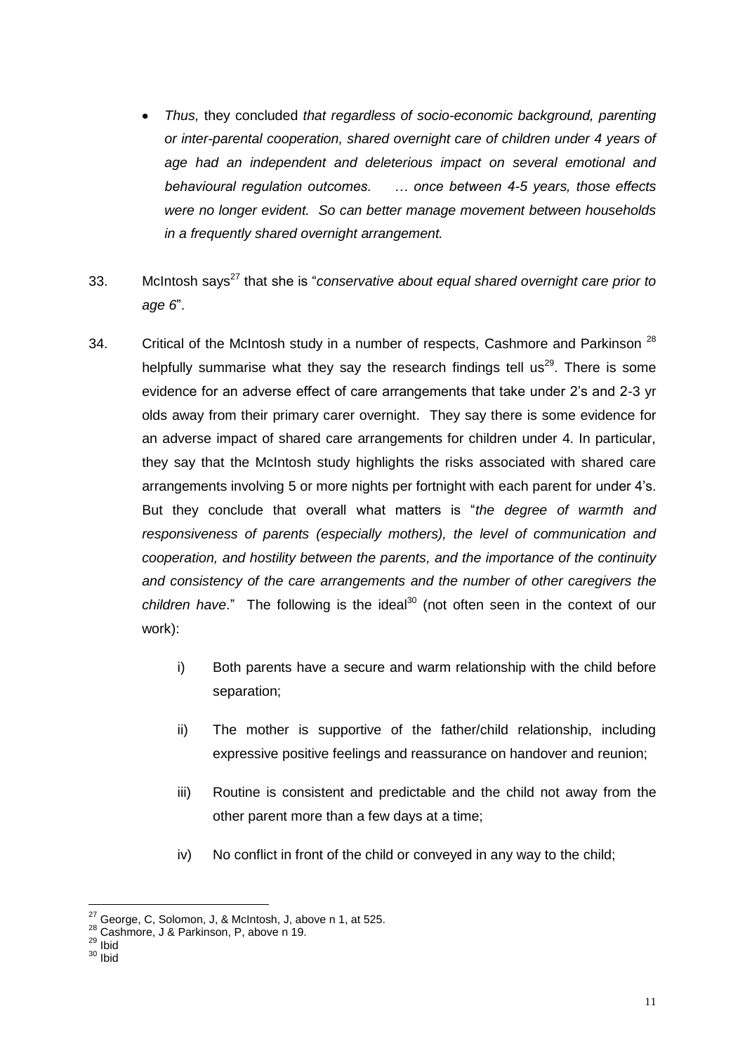- *Thus,* they concluded *that regardless of socio-economic background, parenting or inter-parental cooperation, shared overnight care of children under 4 years of age had an independent and deleterious impact on several emotional and behavioural regulation outcomes. … once between 4-5 years, those effects were no longer evident. So can better manage movement between households in a frequently shared overnight arrangement.*

33. McIntosh says[27] that she is "*conservative about equal shared overnight care prior to age 6*".

34. Critical of the McIntosh study in a number of respects, Cashmore and Parkinson [28] helpfully summarise what they say the research findings tell us[29]. There is some evidence for an adverse effect of care arrangements that take under 2's and 2-3 yr olds away from their primary carer overnight. They say there is some evidence for an adverse impact of shared care arrangements for children under 4. In particular, they say that the McIntosh study highlights the risks associated with shared care arrangements involving 5 or more nights per fortnight with each parent for under 4's. But they conclude that overall what matters is "*the degree of warmth and responsiveness of parents (especially mothers), the level of communication and cooperation, and hostility between the parents, and the importance of the continuity and consistency of the care arrangements and the number of other caregivers the children have*." The following is the ideal[30] (not often seen in the context of our work):

    i) Both parents have a secure and warm relationship with the child before separation;

    ii) The mother is supportive of the father/child relationship, including expressive positive feelings and reassurance on handover and reunion;

    iii) Routine is consistent and predictable and the child not away from the other parent more than a few days at a time;

    iv) No conflict in front of the child or conveyed in any way to the child;

---

[27] George, C, Solomon, J, & McIntosh, J, above n 1, at 525.
[28] Cashmore, J & Parkinson, P, above n 19.
[29] Ibid
[30] Ibid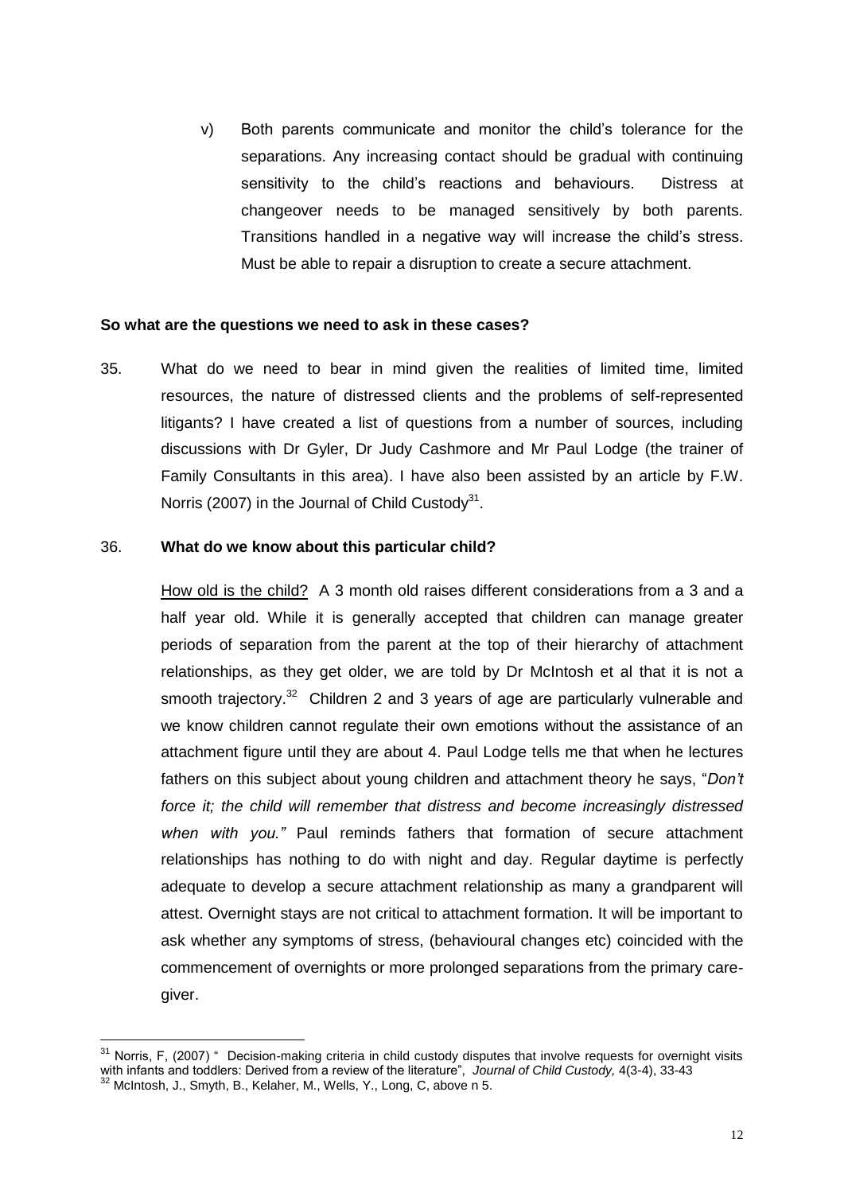v) Both parents communicate and monitor the child's tolerance for the separations. Any increasing contact should be gradual with continuing sensitivity to the child's reactions and behaviours. Distress at changeover needs to be managed sensitively by both parents. Transitions handled in a negative way will increase the child's stress. Must be able to repair a disruption to create a secure attachment.

**So what are the questions we need to ask in these cases?**

35. What do we need to bear in mind given the realities of limited time, limited resources, the nature of distressed clients and the problems of self-represented litigants? I have created a list of questions from a number of sources, including discussions with Dr Gyler, Dr Judy Cashmore and Mr Paul Lodge (the trainer of Family Consultants in this area). I have also been assisted by an article by F.W. Norris (2007) in the Journal of Child Custody[31].

36. **What do we know about this particular child?**

<u>How old is the child?</u> A 3 month old raises different considerations from a 3 and a half year old. While it is generally accepted that children can manage greater periods of separation from the parent at the top of their hierarchy of attachment relationships, as they get older, we are told by Dr McIntosh et al that it is not a smooth trajectory.[32] Children 2 and 3 years of age are particularly vulnerable and we know children cannot regulate their own emotions without the assistance of an attachment figure until they are about 4. Paul Lodge tells me that when he lectures fathers on this subject about young children and attachment theory he says, "*Don't force it; the child will remember that distress and become increasingly distressed when with you."* Paul reminds fathers that formation of secure attachment relationships has nothing to do with night and day. Regular daytime is perfectly adequate to develop a secure attachment relationship as many a grandparent will attest. Overnight stays are not critical to attachment formation. It will be important to ask whether any symptoms of stress, (behavioural changes etc) coincided with the commencement of overnights or more prolonged separations from the primary care-giver.

---

[31] Norris, F, (2007) " Decision-making criteria in child custody disputes that involve requests for overnight visits with infants and toddlers: Derived from a review of the literature", *Journal of Child Custody,* 4(3-4), 33-43

[32] McIntosh, J., Smyth, B., Kelaher, M., Wells, Y., Long, C, above n 5.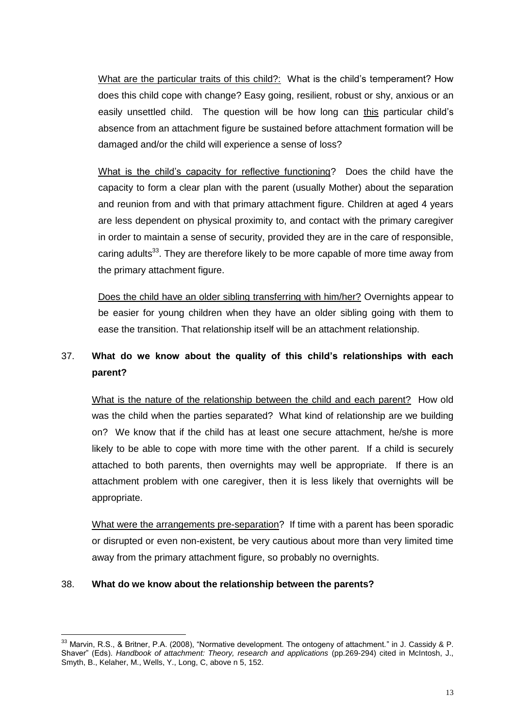What are the particular traits of this child?: What is the child's temperament? How does this child cope with change? Easy going, resilient, robust or shy, anxious or an easily unsettled child. The question will be how long can this particular child's absence from an attachment figure be sustained before attachment formation will be damaged and/or the child will experience a sense of loss?

What is the child's capacity for reflective functioning? Does the child have the capacity to form a clear plan with the parent (usually Mother) about the separation and reunion from and with that primary attachment figure. Children at aged 4 years are less dependent on physical proximity to, and contact with the primary caregiver in order to maintain a sense of security, provided they are in the care of responsible, caring adults[33]. They are therefore likely to be more capable of more time away from the primary attachment figure.

Does the child have an older sibling transferring with him/her? Overnights appear to be easier for young children when they have an older sibling going with them to ease the transition. That relationship itself will be an attachment relationship.

37. **What do we know about the quality of this child's relationships with each parent?**

What is the nature of the relationship between the child and each parent? How old was the child when the parties separated? What kind of relationship are we building on? We know that if the child has at least one secure attachment, he/she is more likely to be able to cope with more time with the other parent. If a child is securely attached to both parents, then overnights may well be appropriate. If there is an attachment problem with one caregiver, then it is less likely that overnights will be appropriate.

What were the arrangements pre-separation? If time with a parent has been sporadic or disrupted or even non-existent, be very cautious about more than very limited time away from the primary attachment figure, so probably no overnights.

38. **What do we know about the relationship between the parents?**

---

[33] Marvin, R.S., & Britner, P.A. (2008), "Normative development. The ontogeny of attachment." in J. Cassidy & P. Shaver" (Eds). *Handbook of attachment: Theory, research and applications* (pp.269-294) cited in McIntosh, J., Smyth, B., Kelaher, M., Wells, Y., Long, C, above n 5, 152.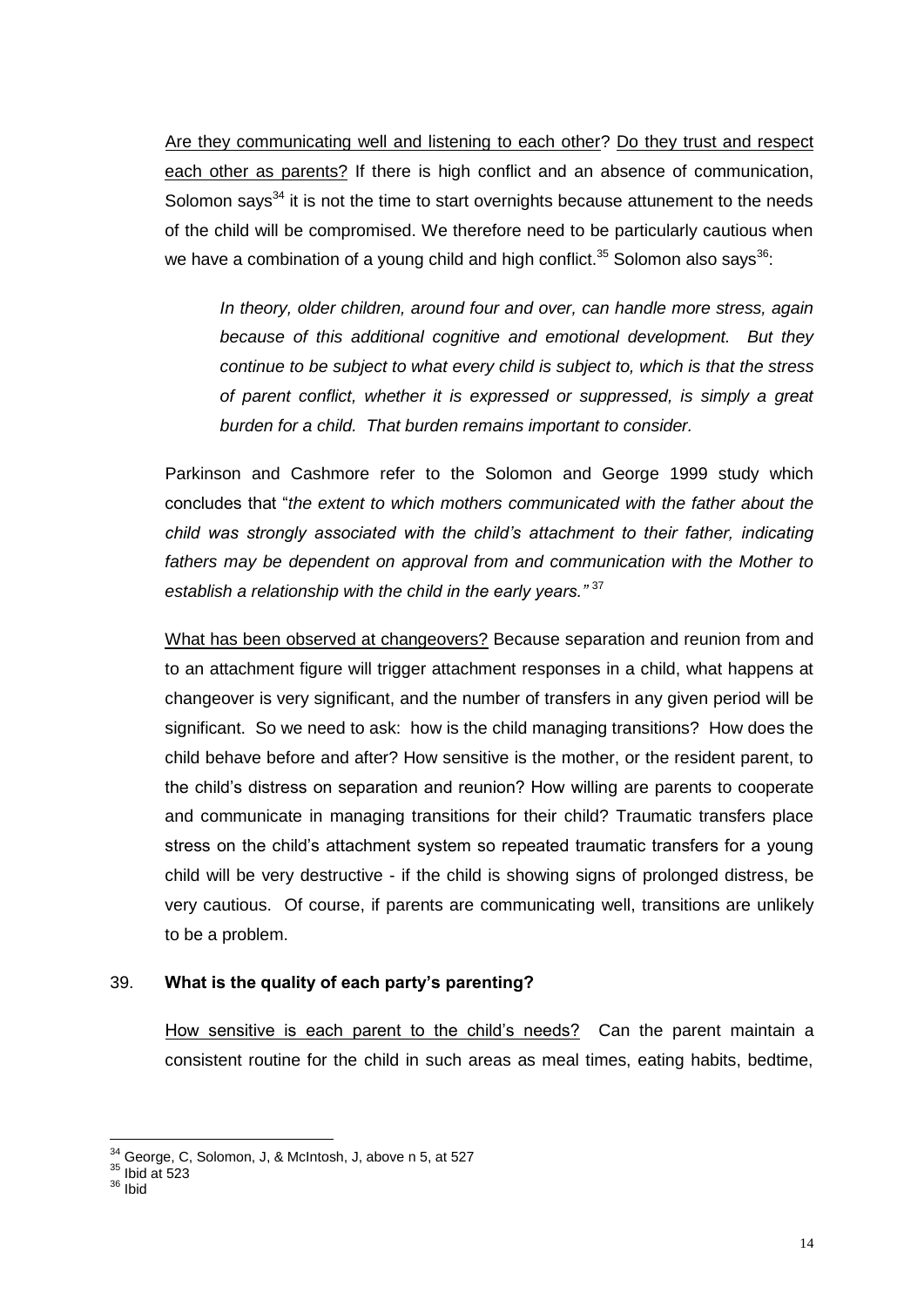Are they communicating well and listening to each other? Do they trust and respect each other as parents? If there is high conflict and an absence of communication, Solomon says[34] it is not the time to start overnights because attunement to the needs of the child will be compromised. We therefore need to be particularly cautious when we have a combination of a young child and high conflict.[35] Solomon also says[36]:

> *In theory, older children, around four and over, can handle more stress, again because of this additional cognitive and emotional development. But they continue to be subject to what every child is subject to, which is that the stress of parent conflict, whether it is expressed or suppressed, is simply a great burden for a child. That burden remains important to consider.*

Parkinson and Cashmore refer to the Solomon and George 1999 study which concludes that "*the extent to which mothers communicated with the father about the child was strongly associated with the child's attachment to their father, indicating fathers may be dependent on approval from and communication with the Mother to establish a relationship with the child in the early years."* [37]

What has been observed at changeovers? Because separation and reunion from and to an attachment figure will trigger attachment responses in a child, what happens at changeover is very significant, and the number of transfers in any given period will be significant. So we need to ask: how is the child managing transitions? How does the child behave before and after? How sensitive is the mother, or the resident parent, to the child's distress on separation and reunion? How willing are parents to cooperate and communicate in managing transitions for their child? Traumatic transfers place stress on the child's attachment system so repeated traumatic transfers for a young child will be very destructive - if the child is showing signs of prolonged distress, be very cautious. Of course, if parents are communicating well, transitions are unlikely to be a problem.

39. **What is the quality of each party's parenting?**

How sensitive is each parent to the child's needs? Can the parent maintain a consistent routine for the child in such areas as meal times, eating habits, bedtime,

---

[34] George, C, Solomon, J, & McIntosh, J, above n 5, at 527
[35] Ibid at 523
[36] Ibid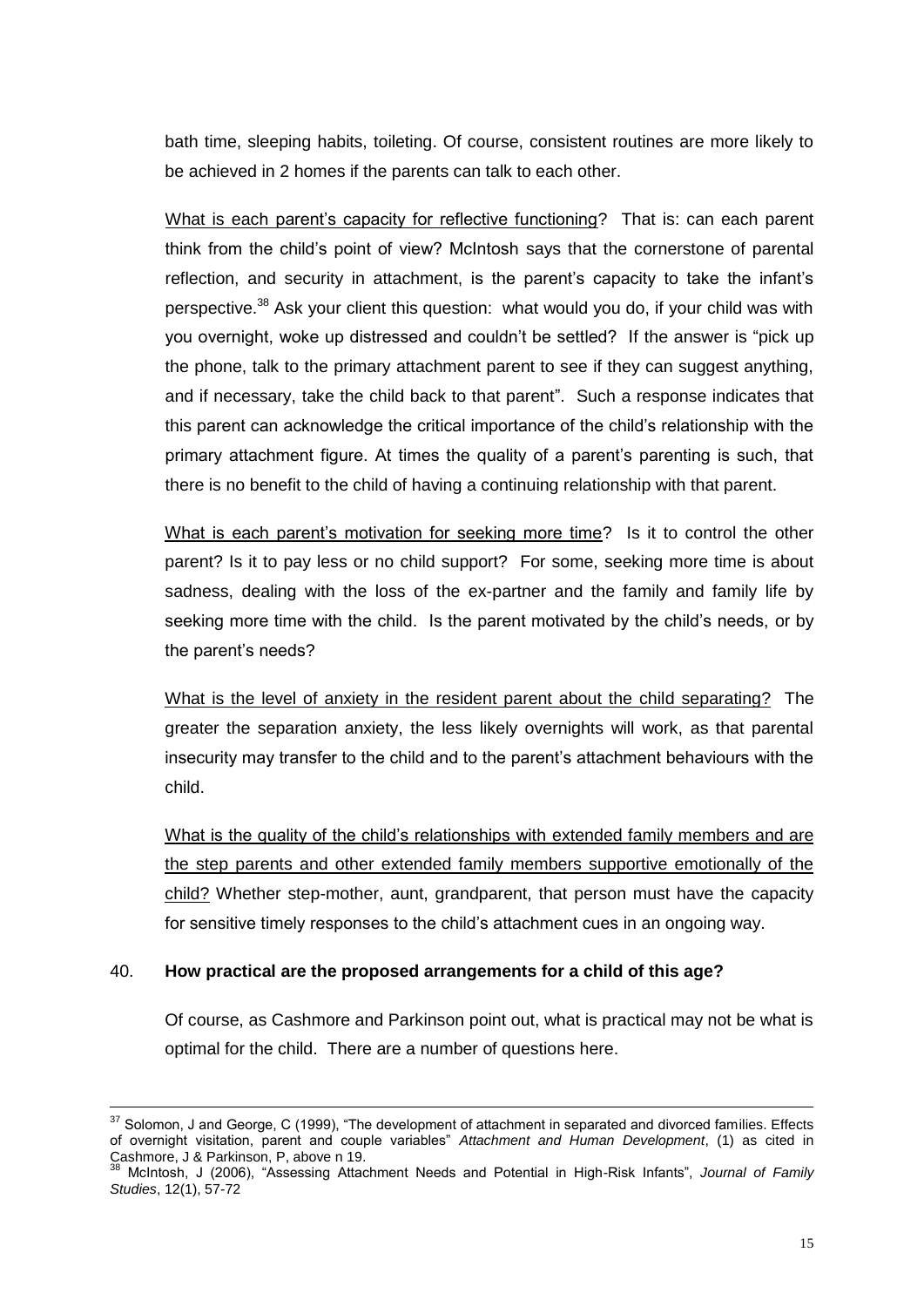bath time, sleeping habits, toileting. Of course, consistent routines are more likely to be achieved in 2 homes if the parents can talk to each other.

<u>What is each parent's capacity for reflective functioning</u>? That is: can each parent think from the child's point of view? McIntosh says that the cornerstone of parental reflection, and security in attachment, is the parent's capacity to take the infant's perspective.[38] Ask your client this question: what would you do, if your child was with you overnight, woke up distressed and couldn't be settled? If the answer is "pick up the phone, talk to the primary attachment parent to see if they can suggest anything, and if necessary, take the child back to that parent". Such a response indicates that this parent can acknowledge the critical importance of the child's relationship with the primary attachment figure. At times the quality of a parent's parenting is such, that there is no benefit to the child of having a continuing relationship with that parent.

<u>What is each parent's motivation for seeking more time</u>? Is it to control the other parent? Is it to pay less or no child support? For some, seeking more time is about sadness, dealing with the loss of the ex-partner and the family and family life by seeking more time with the child. Is the parent motivated by the child's needs, or by the parent's needs?

<u>What is the level of anxiety in the resident parent about the child separating</u>? The greater the separation anxiety, the less likely overnights will work, as that parental insecurity may transfer to the child and to the parent's attachment behaviours with the child.

<u>What is the quality of the child's relationships with extended family members and are the step parents and other extended family members supportive emotionally of the child?</u> Whether step-mother, aunt, grandparent, that person must have the capacity for sensitive timely responses to the child's attachment cues in an ongoing way.

40. **How practical are the proposed arrangements for a child of this age?**

Of course, as Cashmore and Parkinson point out, what is practical may not be what is optimal for the child. There are a number of questions here.

---

[37] Solomon, J and George, C (1999), "The development of attachment in separated and divorced families. Effects of overnight visitation, parent and couple variables" *Attachment and Human Development*, (1) as cited in Cashmore, J & Parkinson, P, above n 19.

[38] McIntosh, J (2006), "Assessing Attachment Needs and Potential in High-Risk Infants", *Journal of Family Studies*, 12(1), 57-72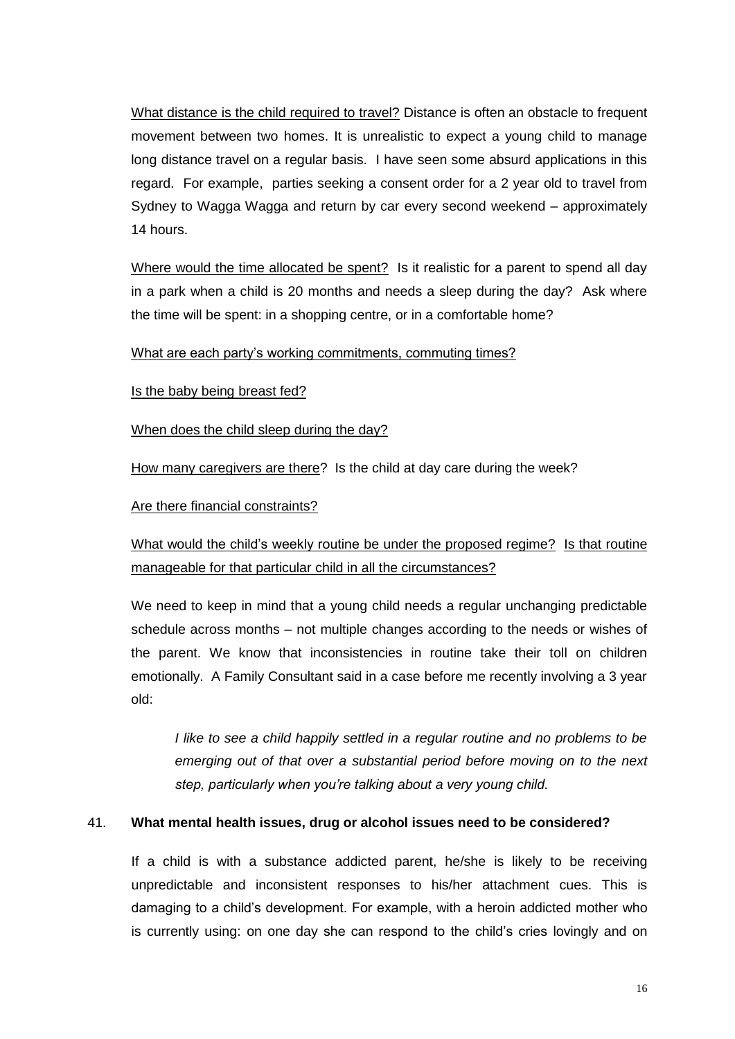<u>What distance is the child required to travel?</u> Distance is often an obstacle to frequent movement between two homes. It is unrealistic to expect a young child to manage long distance travel on a regular basis. I have seen some absurd applications in this regard. For example, parties seeking a consent order for a 2 year old to travel from Sydney to Wagga Wagga and return by car every second weekend – approximately 14 hours.

<u>Where would the time allocated be spent?</u> Is it realistic for a parent to spend all day in a park when a child is 20 months and needs a sleep during the day? Ask where the time will be spent: in a shopping centre, or in a comfortable home?

<u>What are each party's working commitments, commuting times?</u>

<u>Is the baby being breast fed?</u>

<u>When does the child sleep during the day?</u>

<u>How many caregivers are there</u>? Is the child at day care during the week?

<u>Are there financial constraints?</u>

<u>What would the child's weekly routine be under the proposed regime?</u> <u>Is that routine manageable for that particular child in all the circumstances?</u>

We need to keep in mind that a young child needs a regular unchanging predictable schedule across months – not multiple changes according to the needs or wishes of the parent. We know that inconsistencies in routine take their toll on children emotionally. A Family Consultant said in a case before me recently involving a 3 year old:

> *I like to see a child happily settled in a regular routine and no problems to be emerging out of that over a substantial period before moving on to the next step, particularly when you're talking about a very young child.*

41. **What mental health issues, drug or alcohol issues need to be considered?**

If a child is with a substance addicted parent, he/she is likely to be receiving unpredictable and inconsistent responses to his/her attachment cues. This is damaging to a child's development. For example, with a heroin addicted mother who is currently using: on one day she can respond to the child's cries lovingly and on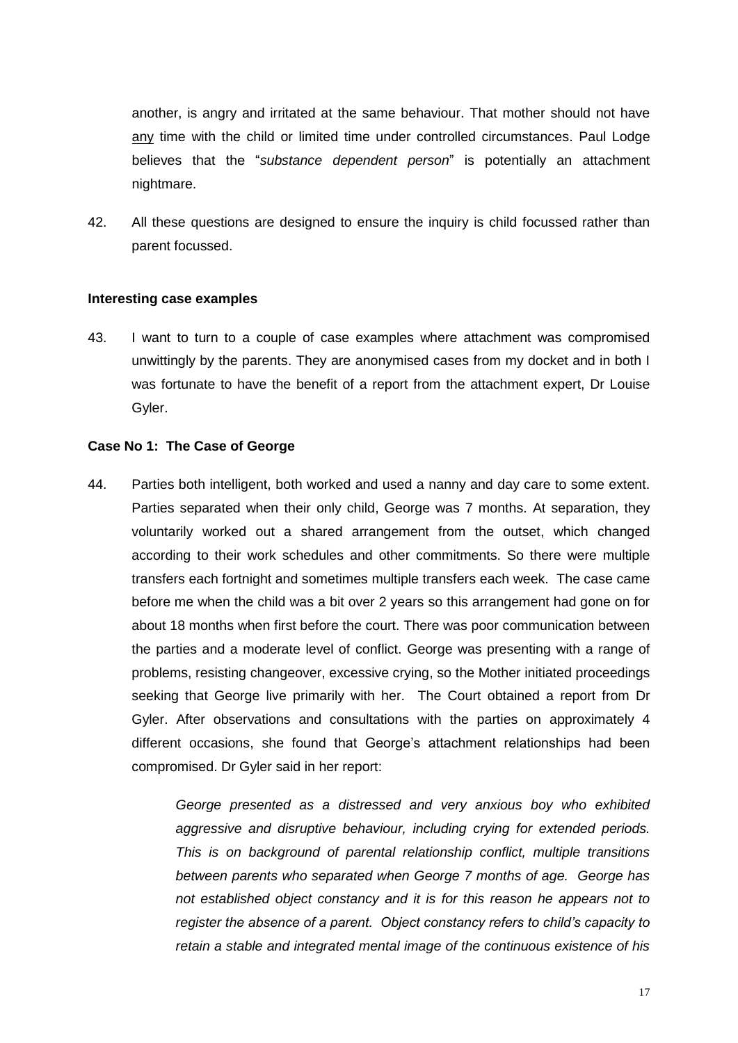another, is angry and irritated at the same behaviour. That mother should not have any time with the child or limited time under controlled circumstances. Paul Lodge believes that the "*substance dependent person*" is potentially an attachment nightmare.

42. All these questions are designed to ensure the inquiry is child focussed rather than parent focussed.

**Interesting case examples**

43. I want to turn to a couple of case examples where attachment was compromised unwittingly by the parents. They are anonymised cases from my docket and in both I was fortunate to have the benefit of a report from the attachment expert, Dr Louise Gyler.

**Case No 1: The Case of George**

44. Parties both intelligent, both worked and used a nanny and day care to some extent. Parties separated when their only child, George was 7 months. At separation, they voluntarily worked out a shared arrangement from the outset, which changed according to their work schedules and other commitments. So there were multiple transfers each fortnight and sometimes multiple transfers each week. The case came before me when the child was a bit over 2 years so this arrangement had gone on for about 18 months when first before the court. There was poor communication between the parties and a moderate level of conflict. George was presenting with a range of problems, resisting changeover, excessive crying, so the Mother initiated proceedings seeking that George live primarily with her. The Court obtained a report from Dr Gyler. After observations and consultations with the parties on approximately 4 different occasions, she found that George's attachment relationships had been compromised. Dr Gyler said in her report:

> *George presented as a distressed and very anxious boy who exhibited aggressive and disruptive behaviour, including crying for extended periods. This is on background of parental relationship conflict, multiple transitions between parents who separated when George 7 months of age. George has not established object constancy and it is for this reason he appears not to register the absence of a parent. Object constancy refers to child's capacity to retain a stable and integrated mental image of the continuous existence of his*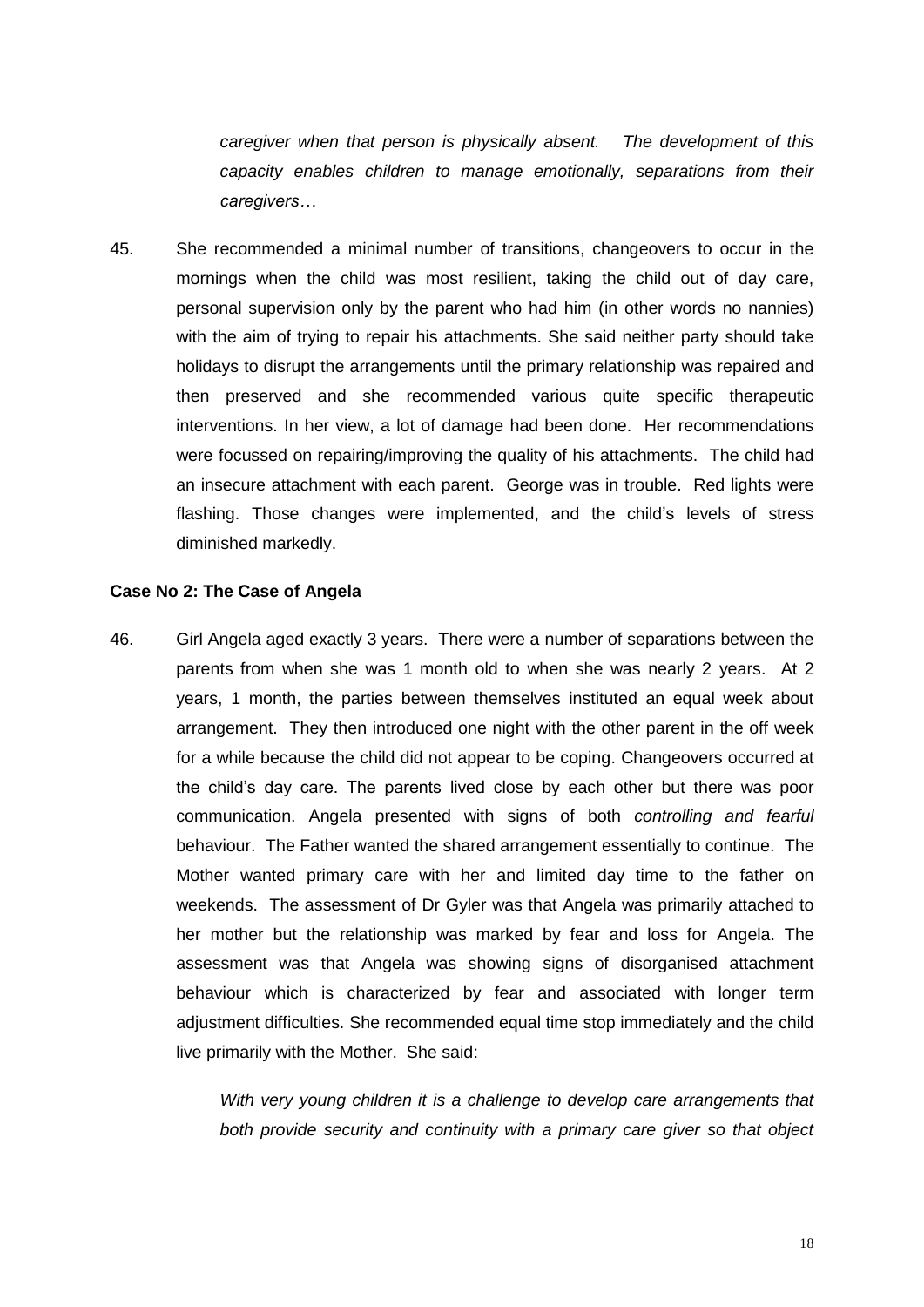> *caregiver when that person is physically absent. The development of this capacity enables children to manage emotionally, separations from their caregivers…*

45. She recommended a minimal number of transitions, changeovers to occur in the mornings when the child was most resilient, taking the child out of day care, personal supervision only by the parent who had him (in other words no nannies) with the aim of trying to repair his attachments. She said neither party should take holidays to disrupt the arrangements until the primary relationship was repaired and then preserved and she recommended various quite specific therapeutic interventions. In her view, a lot of damage had been done. Her recommendations were focussed on repairing/improving the quality of his attachments. The child had an insecure attachment with each parent. George was in trouble. Red lights were flashing. Those changes were implemented, and the child's levels of stress diminished markedly.

**Case No 2: The Case of Angela**

46. Girl Angela aged exactly 3 years. There were a number of separations between the parents from when she was 1 month old to when she was nearly 2 years. At 2 years, 1 month, the parties between themselves instituted an equal week about arrangement. They then introduced one night with the other parent in the off week for a while because the child did not appear to be coping. Changeovers occurred at the child's day care. The parents lived close by each other but there was poor communication. Angela presented with signs of both *controlling and fearful* behaviour. The Father wanted the shared arrangement essentially to continue. The Mother wanted primary care with her and limited day time to the father on weekends. The assessment of Dr Gyler was that Angela was primarily attached to her mother but the relationship was marked by fear and loss for Angela. The assessment was that Angela was showing signs of disorganised attachment behaviour which is characterized by fear and associated with longer term adjustment difficulties. She recommended equal time stop immediately and the child live primarily with the Mother. She said:

> *With very young children it is a challenge to develop care arrangements that both provide security and continuity with a primary care giver so that object*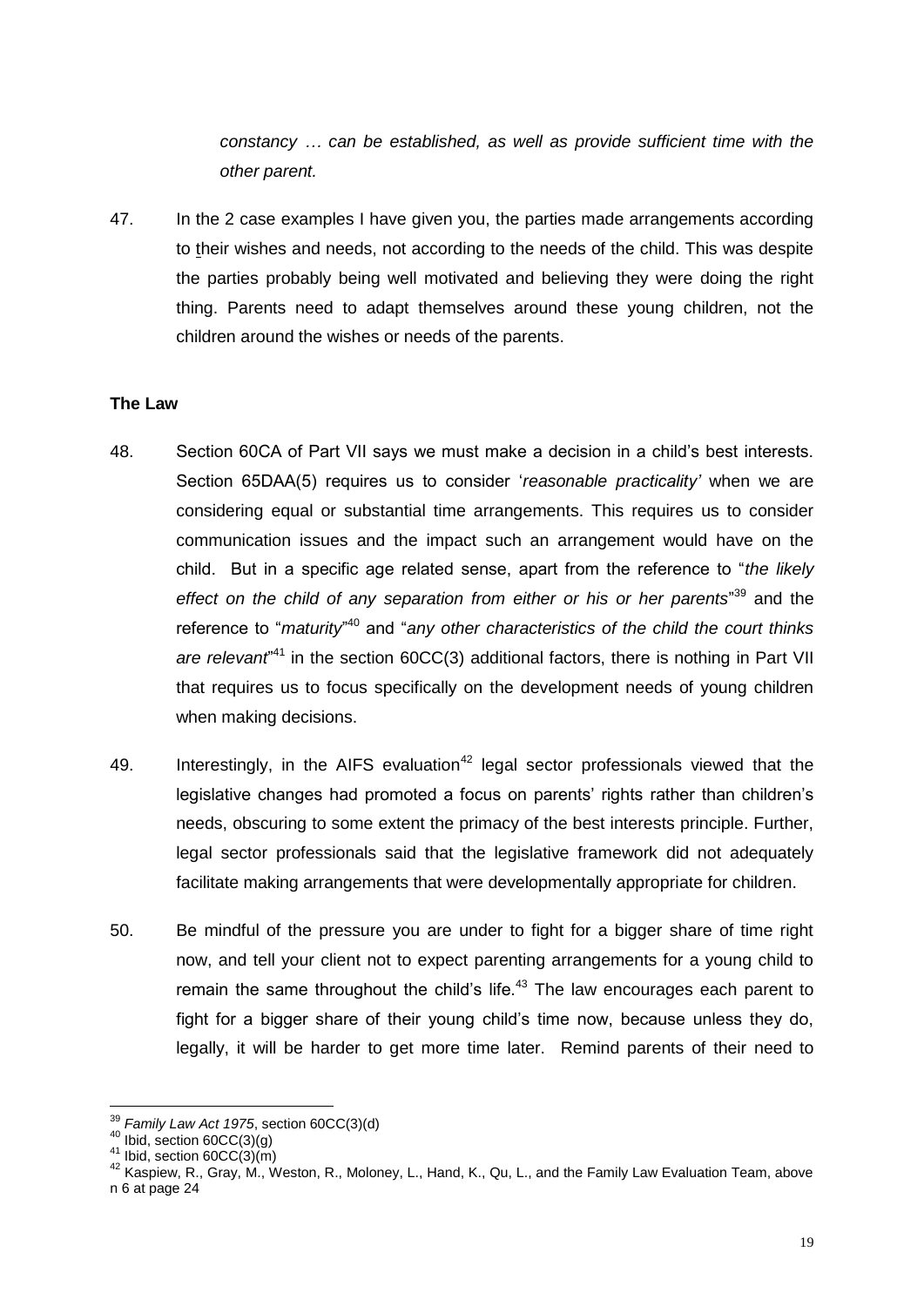*constancy … can be established, as well as provide sufficient time with the other parent.*

47. In the 2 case examples I have given you, the parties made arrangements according to their wishes and needs, not according to the needs of the child. This was despite the parties probably being well motivated and believing they were doing the right thing. Parents need to adapt themselves around these young children, not the children around the wishes or needs of the parents.

**The Law**

48. Section 60CA of Part VII says we must make a decision in a child's best interests. Section 65DAA(5) requires us to consider '*reasonable practicality'* when we are considering equal or substantial time arrangements. This requires us to consider communication issues and the impact such an arrangement would have on the child. But in a specific age related sense, apart from the reference to "*the likely effect on the child of any separation from either or his or her parents*"[39] and the reference to "*maturity*"[40] and "*any other characteristics of the child the court thinks are relevant*"[41] in the section 60CC(3) additional factors, there is nothing in Part VII that requires us to focus specifically on the development needs of young children when making decisions.

49. Interestingly, in the AIFS evaluation[42] legal sector professionals viewed that the legislative changes had promoted a focus on parents' rights rather than children's needs, obscuring to some extent the primacy of the best interests principle. Further, legal sector professionals said that the legislative framework did not adequately facilitate making arrangements that were developmentally appropriate for children.

50. Be mindful of the pressure you are under to fight for a bigger share of time right now, and tell your client not to expect parenting arrangements for a young child to remain the same throughout the child's life.[43] The law encourages each parent to fight for a bigger share of their young child's time now, because unless they do, legally, it will be harder to get more time later. Remind parents of their need to

---

[39] *Family Law Act 1975*, section 60CC(3)(d)

[40] Ibid, section 60CC(3)(g)

[41] Ibid, section 60CC(3)(m)

[42] Kaspiew, R., Gray, M., Weston, R., Moloney, L., Hand, K., Qu, L., and the Family Law Evaluation Team, above n 6 at page 24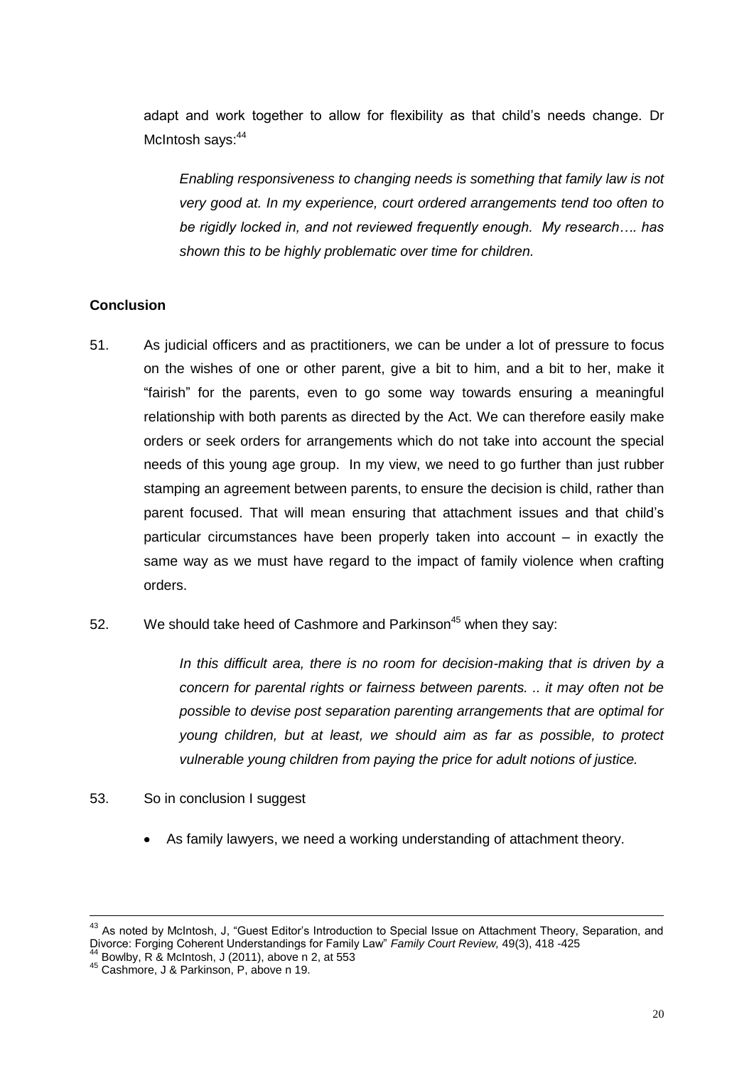adapt and work together to allow for flexibility as that child's needs change. Dr McIntosh says:[44]

> *Enabling responsiveness to changing needs is something that family law is not very good at. In my experience, court ordered arrangements tend too often to be rigidly locked in, and not reviewed frequently enough. My research…. has shown this to be highly problematic over time for children.*

**Conclusion**

51. As judicial officers and as practitioners, we can be under a lot of pressure to focus on the wishes of one or other parent, give a bit to him, and a bit to her, make it "fairish" for the parents, even to go some way towards ensuring a meaningful relationship with both parents as directed by the Act. We can therefore easily make orders or seek orders for arrangements which do not take into account the special needs of this young age group. In my view, we need to go further than just rubber stamping an agreement between parents, to ensure the decision is child, rather than parent focused. That will mean ensuring that attachment issues and that child's particular circumstances have been properly taken into account – in exactly the same way as we must have regard to the impact of family violence when crafting orders.

52. We should take heed of Cashmore and Parkinson[45] when they say:

> *In this difficult area, there is no room for decision-making that is driven by a concern for parental rights or fairness between parents. .. it may often not be possible to devise post separation parenting arrangements that are optimal for young children, but at least, we should aim as far as possible, to protect vulnerable young children from paying the price for adult notions of justice.*

53. So in conclusion I suggest

- As family lawyers, we need a working understanding of attachment theory.

---

[43] As noted by McIntosh, J, "Guest Editor's Introduction to Special Issue on Attachment Theory, Separation, and Divorce: Forging Coherent Understandings for Family Law" *Family Court Review,* 49(3), 418 -425

[44] Bowlby, R & McIntosh, J (2011), above n 2, at 553

[45] Cashmore, J & Parkinson, P, above n 19.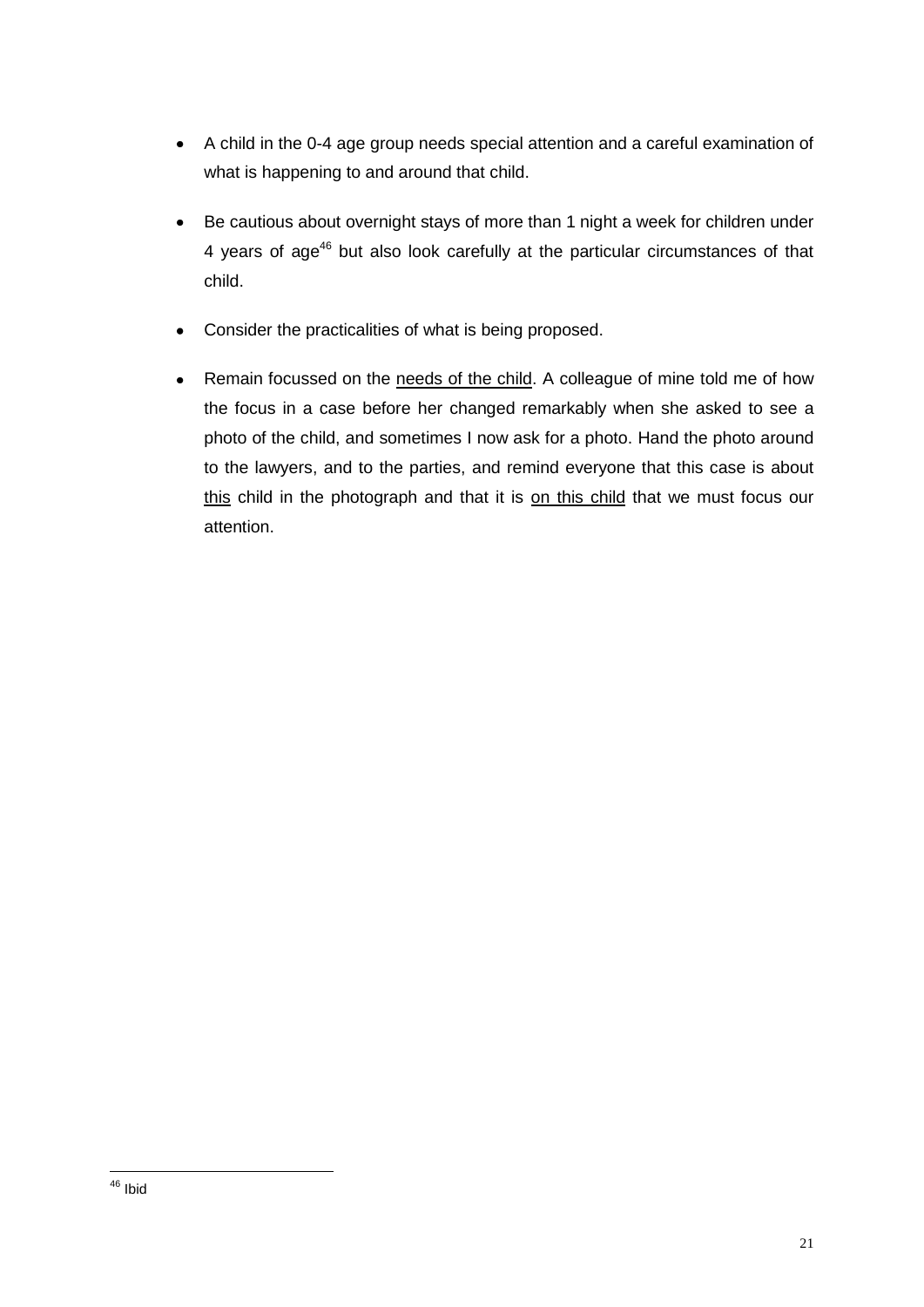- A child in the 0-4 age group needs special attention and a careful examination of what is happening to and around that child.

- Be cautious about overnight stays of more than 1 night a week for children under 4 years of age[46] but also look carefully at the particular circumstances of that child.

- Consider the practicalities of what is being proposed.

- Remain focussed on the <u>needs of the child</u>. A colleague of mine told me of how the focus in a case before her changed remarkably when she asked to see a photo of the child, and sometimes I now ask for a photo. Hand the photo around to the lawyers, and to the parties, and remind everyone that this case is about <u>this</u> child in the photograph and that it is <u>on this child</u> that we must focus our attention.

[46] Ibid